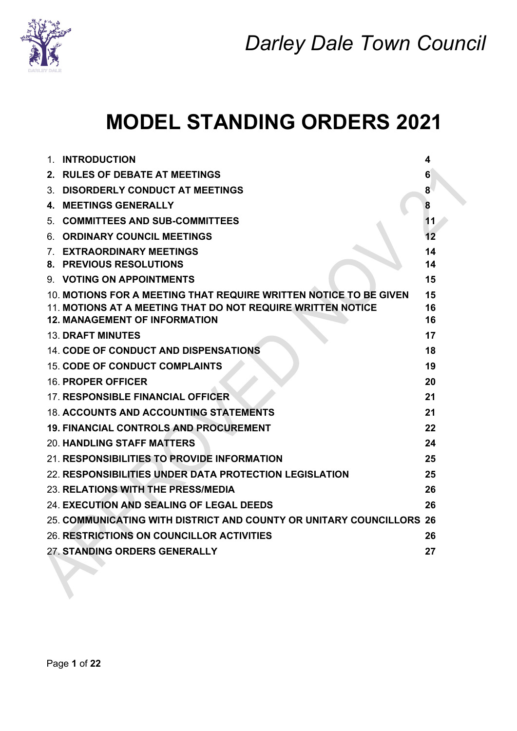*Darley Dale Town Council*

# MODEL STANDING ORDERS 2021

| | |
|---|---|
| 1. **INTRODUCTION** | **4** |
| **2. RULES OF DEBATE AT MEETINGS** | **6** |
| 3. **DISORDERLY CONDUCT AT MEETINGS** | **8** |
| **4. MEETINGS GENERALLY** | **8** |
| 5. **COMMITTEES AND SUB-COMMITTEES** | **11** |
| 6. **ORDINARY COUNCIL MEETINGS** | **12** |
| 7. **EXTRAORDINARY MEETINGS** | **14** |
| **8. PREVIOUS RESOLUTIONS** | **14** |
| 9. **VOTING ON APPOINTMENTS** | **15** |
| 10. **MOTIONS FOR A MEETING THAT REQUIRE WRITTEN NOTICE TO BE GIVEN** | **15** |
| 11. **MOTIONS AT A MEETING THAT DO NOT REQUIRE WRITTEN NOTICE** | **16** |
| **12. MANAGEMENT OF INFORMATION** | **16** |
| 13. **DRAFT MINUTES** | **17** |
| 14. **CODE OF CONDUCT AND DISPENSATIONS** | **18** |
| 15. **CODE OF CONDUCT COMPLAINTS** | **19** |
| 16. **PROPER OFFICER** | **20** |
| 17. **RESPONSIBLE FINANCIAL OFFICER** | **21** |
| 18. **ACCOUNTS AND ACCOUNTING STATEMENTS** | **21** |
| **19. FINANCIAL CONTROLS AND PROCUREMENT** | **22** |
| 20. **HANDLING STAFF MATTERS** | **24** |
| 21. **RESPONSIBILITIES TO PROVIDE INFORMATION** | **25** |
| 22. **RESPONSIBILITIES UNDER DATA PROTECTION LEGISLATION** | **25** |
| 23. **RELATIONS WITH THE PRESS/MEDIA** | **26** |
| 24. **EXECUTION AND SEALING OF LEGAL DEEDS** | **26** |
| 25. **COMMUNICATING WITH DISTRICT AND COUNTY OR UNITARY COUNCILLORS** | **26** |
| 26. **RESTRICTIONS ON COUNCILLOR ACTIVITIES** | **26** |
| 27. **STANDING ORDERS GENERALLY** | **27** |

APPROVED NOV 21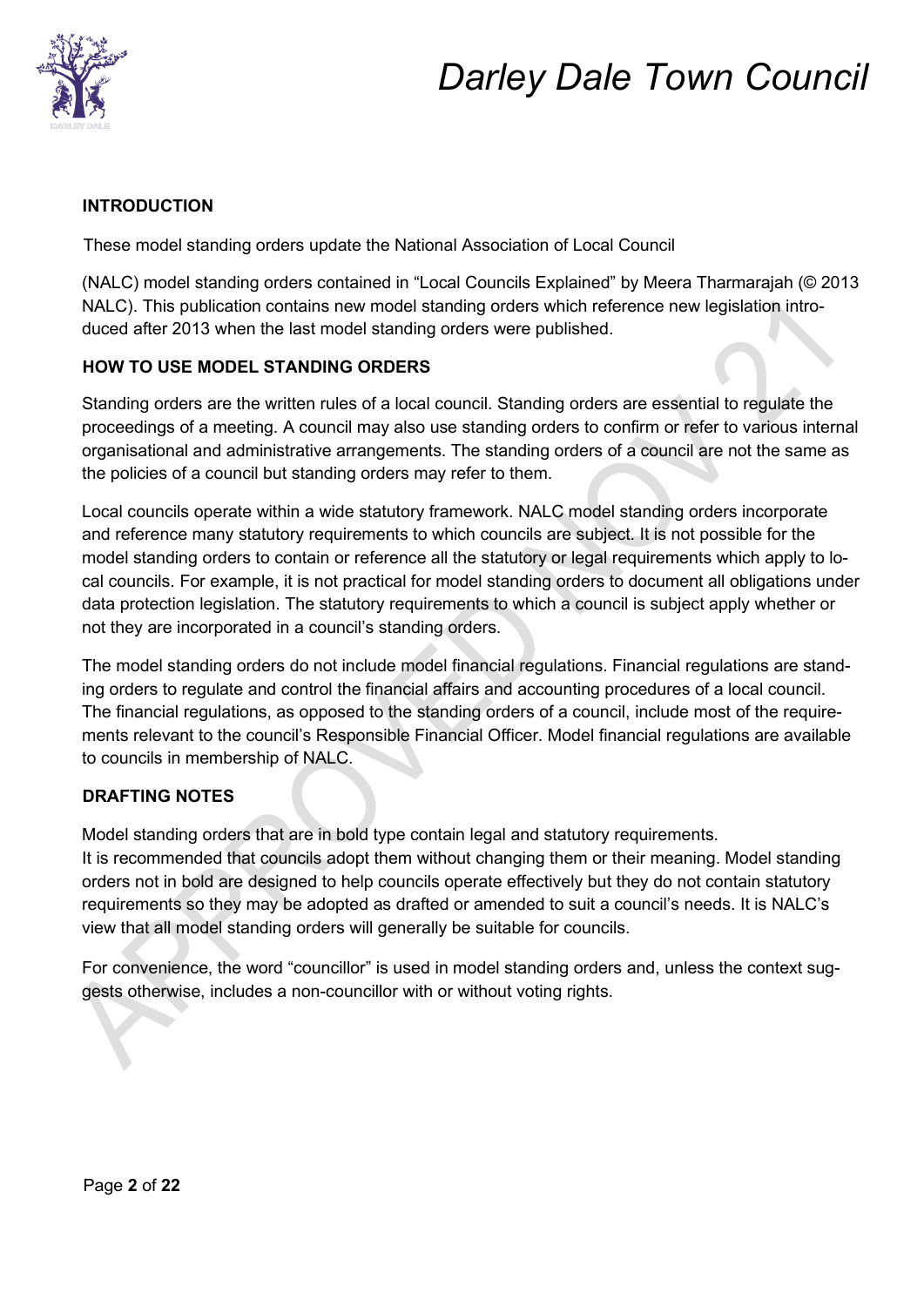## INTRODUCTION

These model standing orders update the National Association of Local Council

(NALC) model standing orders contained in "Local Councils Explained" by Meera Tharmarajah (© 2013 NALC). This publication contains new model standing orders which reference new legislation introduced after 2013 when the last model standing orders were published.

## HOW TO USE MODEL STANDING ORDERS

Standing orders are the written rules of a local council. Standing orders are essential to regulate the proceedings of a meeting. A council may also use standing orders to confirm or refer to various internal organisational and administrative arrangements. The standing orders of a council are not the same as the policies of a council but standing orders may refer to them.

Local councils operate within a wide statutory framework. NALC model standing orders incorporate and reference many statutory requirements to which councils are subject. It is not possible for the model standing orders to contain or reference all the statutory or legal requirements which apply to local councils. For example, it is not practical for model standing orders to document all obligations under data protection legislation. The statutory requirements to which a council is subject apply whether or not they are incorporated in a council's standing orders.

The model standing orders do not include model financial regulations. Financial regulations are standing orders to regulate and control the financial affairs and accounting procedures of a local council. The financial regulations, as opposed to the standing orders of a council, include most of the requirements relevant to the council's Responsible Financial Officer. Model financial regulations are available to councils in membership of NALC.

## DRAFTING NOTES

Model standing orders that are in bold type contain legal and statutory requirements.
It is recommended that councils adopt them without changing them or their meaning. Model standing orders not in bold are designed to help councils operate effectively but they do not contain statutory requirements so they may be adopted as drafted or amended to suit a council's needs. It is NALC's view that all model standing orders will generally be suitable for councils.

For convenience, the word "councillor" is used in model standing orders and, unless the context suggests otherwise, includes a non-councillor with or without voting rights.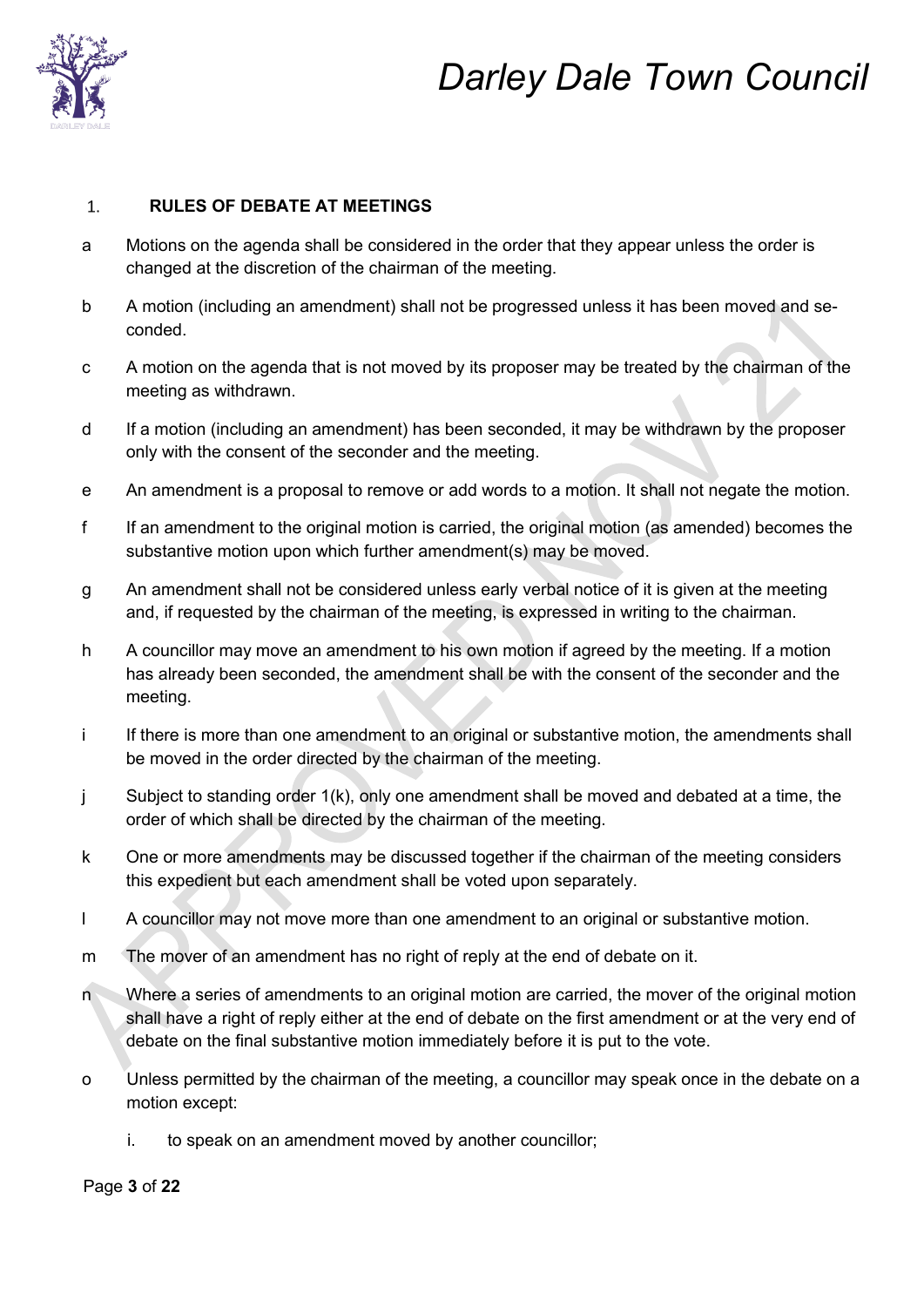## 1. RULES OF DEBATE AT MEETINGS

a Motions on the agenda shall be considered in the order that they appear unless the order is changed at the discretion of the chairman of the meeting.

b A motion (including an amendment) shall not be progressed unless it has been moved and seconded.

c A motion on the agenda that is not moved by its proposer may be treated by the chairman of the meeting as withdrawn.

d If a motion (including an amendment) has been seconded, it may be withdrawn by the proposer only with the consent of the seconder and the meeting.

e An amendment is a proposal to remove or add words to a motion. It shall not negate the motion.

f If an amendment to the original motion is carried, the original motion (as amended) becomes the substantive motion upon which further amendment(s) may be moved.

g An amendment shall not be considered unless early verbal notice of it is given at the meeting and, if requested by the chairman of the meeting, is expressed in writing to the chairman.

h A councillor may move an amendment to his own motion if agreed by the meeting. If a motion has already been seconded, the amendment shall be with the consent of the seconder and the meeting.

i If there is more than one amendment to an original or substantive motion, the amendments shall be moved in the order directed by the chairman of the meeting.

j Subject to standing order 1(k), only one amendment shall be moved and debated at a time, the order of which shall be directed by the chairman of the meeting.

k One or more amendments may be discussed together if the chairman of the meeting considers this expedient but each amendment shall be voted upon separately.

l A councillor may not move more than one amendment to an original or substantive motion.

m The mover of an amendment has no right of reply at the end of debate on it.

n Where a series of amendments to an original motion are carried, the mover of the original motion shall have a right of reply either at the end of debate on the first amendment or at the very end of debate on the final substantive motion immediately before it is put to the vote.

o Unless permitted by the chairman of the meeting, a councillor may speak once in the debate on a motion except:

   i. to speak on an amendment moved by another councillor;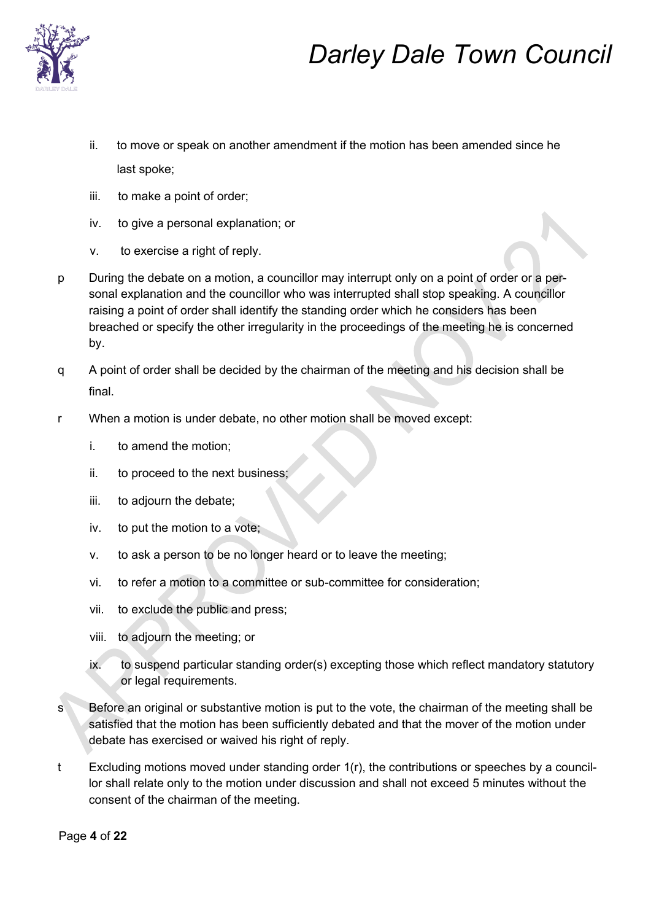ii. to move or speak on another amendment if the motion has been amended since he last spoke;

iii. to make a point of order;

iv. to give a personal explanation; or

v. to exercise a right of reply.

p During the debate on a motion, a councillor may interrupt only on a point of order or a personal explanation and the councillor who was interrupted shall stop speaking. A councillor raising a point of order shall identify the standing order which he considers has been breached or specify the other irregularity in the proceedings of the meeting he is concerned by.

q A point of order shall be decided by the chairman of the meeting and his decision shall be final.

r When a motion is under debate, no other motion shall be moved except:

i. to amend the motion;

ii. to proceed to the next business;

iii. to adjourn the debate;

iv. to put the motion to a vote;

v. to ask a person to be no longer heard or to leave the meeting;

vi. to refer a motion to a committee or sub-committee for consideration;

vii. to exclude the public and press;

viii. to adjourn the meeting; or

ix. to suspend particular standing order(s) excepting those which reflect mandatory statutory or legal requirements.

s Before an original or substantive motion is put to the vote, the chairman of the meeting shall be satisfied that the motion has been sufficiently debated and that the mover of the motion under debate has exercised or waived his right of reply.

t Excluding motions moved under standing order 1(r), the contributions or speeches by a councillor shall relate only to the motion under discussion and shall not exceed 5 minutes without the consent of the chairman of the meeting.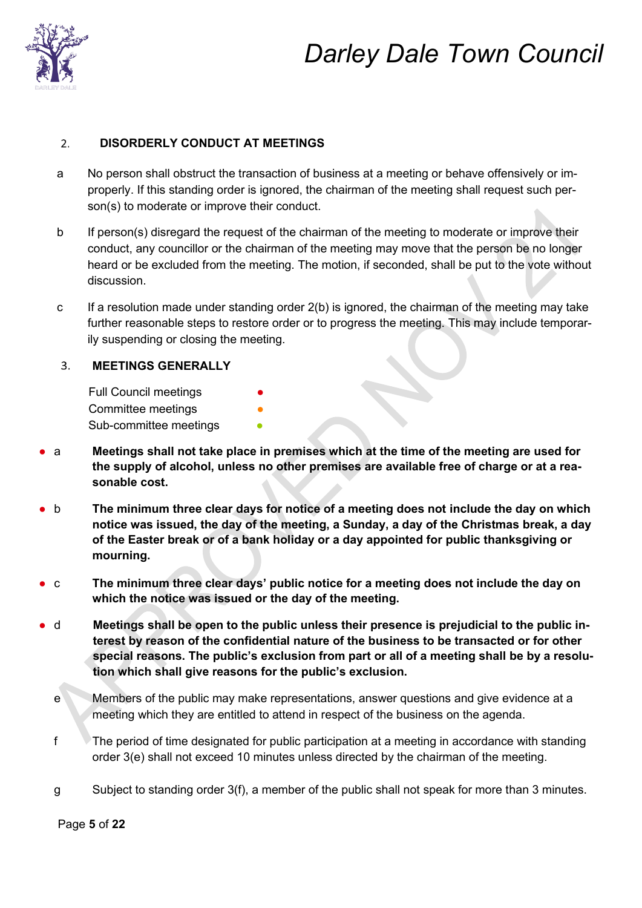## 2. DISORDERLY CONDUCT AT MEETINGS

a No person shall obstruct the transaction of business at a meeting or behave offensively or improperly. If this standing order is ignored, the chairman of the meeting shall request such person(s) to moderate or improve their conduct.

b If person(s) disregard the request of the chairman of the meeting to moderate or improve their conduct, any councillor or the chairman of the meeting may move that the person be no longer heard or be excluded from the meeting. The motion, if seconded, shall be put to the vote without discussion.

c If a resolution made under standing order 2(b) is ignored, the chairman of the meeting may take further reasonable steps to restore order or to progress the meeting. This may include temporarily suspending or closing the meeting.

## 3. MEETINGS GENERALLY

Full Council meetings ●
Committee meetings ●
Sub-committee meetings ●

● a **Meetings shall not take place in premises which at the time of the meeting are used for the supply of alcohol, unless no other premises are available free of charge or at a reasonable cost.**

● b **The minimum three clear days for notice of a meeting does not include the day on which notice was issued, the day of the meeting, a Sunday, a day of the Christmas break, a day of the Easter break or of a bank holiday or a day appointed for public thanksgiving or mourning.**

● c **The minimum three clear days' public notice for a meeting does not include the day on which the notice was issued or the day of the meeting.**

● d **Meetings shall be open to the public unless their presence is prejudicial to the public interest by reason of the confidential nature of the business to be transacted or for other special reasons. The public's exclusion from part or all of a meeting shall be by a resolution which shall give reasons for the public's exclusion.**

e Members of the public may make representations, answer questions and give evidence at a meeting which they are entitled to attend in respect of the business on the agenda.

f The period of time designated for public participation at a meeting in accordance with standing order 3(e) shall not exceed 10 minutes unless directed by the chairman of the meeting.

g Subject to standing order 3(f), a member of the public shall not speak for more than 3 minutes.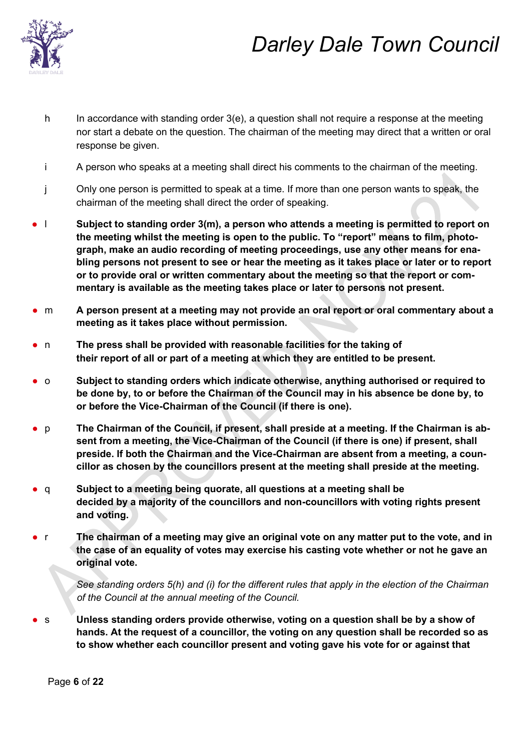h In accordance with standing order 3(e), a question shall not require a response at the meeting nor start a debate on the question. The chairman of the meeting may direct that a written or oral response be given.

i A person who speaks at a meeting shall direct his comments to the chairman of the meeting.

j Only one person is permitted to speak at a time. If more than one person wants to speak, the chairman of the meeting shall direct the order of speaking.

● l **Subject to standing order 3(m), a person who attends a meeting is permitted to report on the meeting whilst the meeting is open to the public. To "report" means to film, photograph, make an audio recording of meeting proceedings, use any other means for enabling persons not present to see or hear the meeting as it takes place or later or to report or to provide oral or written commentary about the meeting so that the report or commentary is available as the meeting takes place or later to persons not present.**

● m **A person present at a meeting may not provide an oral report or oral commentary about a meeting as it takes place without permission.**

● n **The press shall be provided with reasonable facilities for the taking of their report of all or part of a meeting at which they are entitled to be present.**

● o **Subject to standing orders which indicate otherwise, anything authorised or required to be done by, to or before the Chairman of the Council may in his absence be done by, to or before the Vice-Chairman of the Council (if there is one).**

● p **The Chairman of the Council, if present, shall preside at a meeting. If the Chairman is absent from a meeting, the Vice-Chairman of the Council (if there is one) if present, shall preside. If both the Chairman and the Vice-Chairman are absent from a meeting, a councillor as chosen by the councillors present at the meeting shall preside at the meeting.**

● q **Subject to a meeting being quorate, all questions at a meeting shall be decided by a majority of the councillors and non-councillors with voting rights present and voting.**

● r **The chairman of a meeting may give an original vote on any matter put to the vote, and in the case of an equality of votes may exercise his casting vote whether or not he gave an original vote.**

*See standing orders 5(h) and (i) for the different rules that apply in the election of the Chairman of the Council at the annual meeting of the Council.*

● s **Unless standing orders provide otherwise, voting on a question shall be by a show of hands. At the request of a councillor, the voting on any question shall be recorded so as to show whether each councillor present and voting gave his vote for or against that**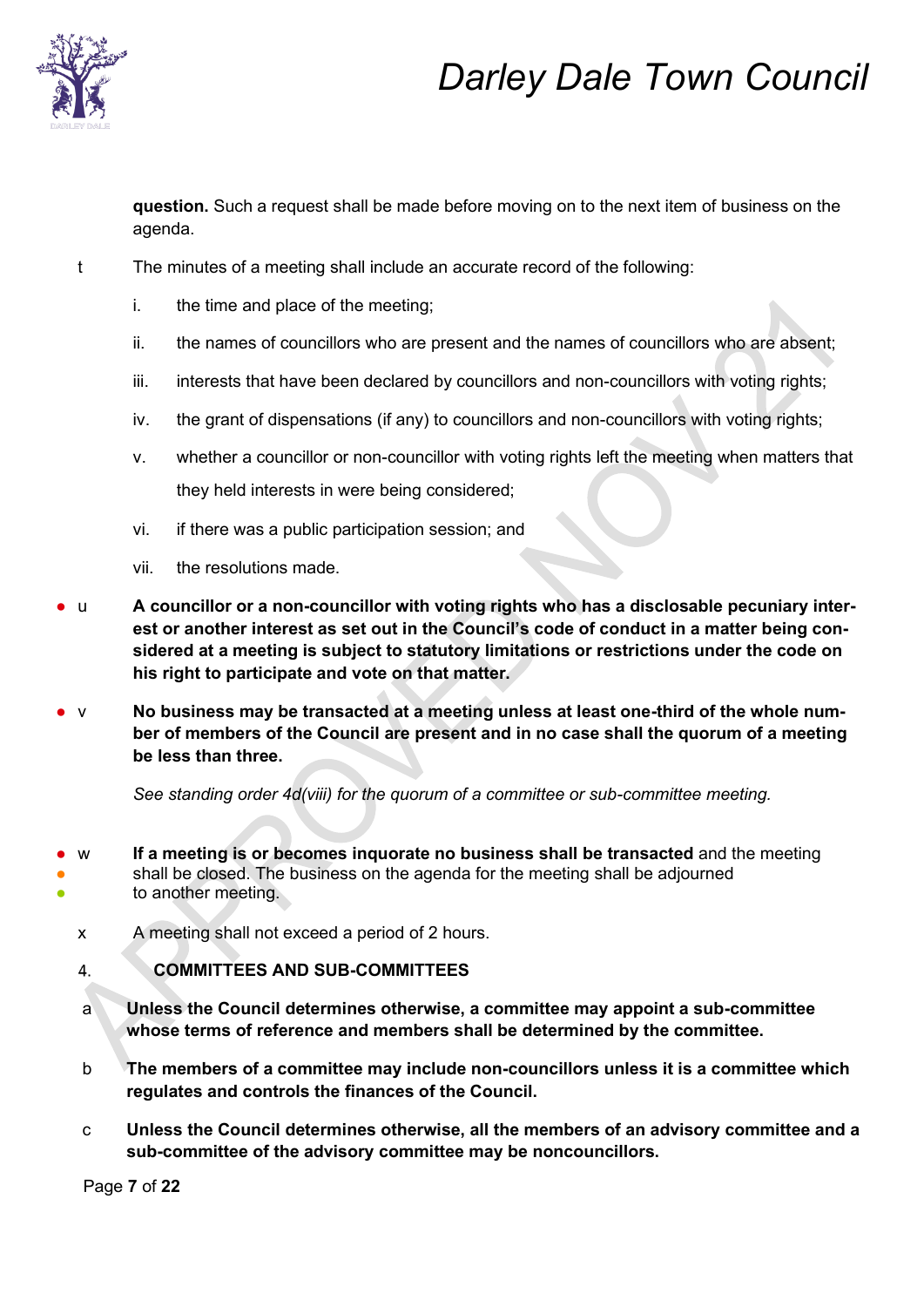**question.** Such a request shall be made before moving on to the next item of business on the agenda.

t The minutes of a meeting shall include an accurate record of the following:

i. the time and place of the meeting;

ii. the names of councillors who are present and the names of councillors who are absent;

iii. interests that have been declared by councillors and non-councillors with voting rights;

iv. the grant of dispensations (if any) to councillors and non-councillors with voting rights;

v. whether a councillor or non-councillor with voting rights left the meeting when matters that they held interests in were being considered;

vi. if there was a public participation session; and

vii. the resolutions made.

● u **A councillor or a non-councillor with voting rights who has a disclosable pecuniary interest or another interest as set out in the Council's code of conduct in a matter being considered at a meeting is subject to statutory limitations or restrictions under the code on his right to participate and vote on that matter.**

● v **No business may be transacted at a meeting unless at least one-third of the whole number of members of the Council are present and in no case shall the quorum of a meeting be less than three.**

*See standing order 4d(viii) for the quorum of a committee or sub-committee meeting.*

● w **If a meeting is or becomes inquorate no business shall be transacted** and the meeting shall be closed. The business on the agenda for the meeting shall be adjourned to another meeting.

x A meeting shall not exceed a period of 2 hours.

## 4. COMMITTEES AND SUB-COMMITTEES

a **Unless the Council determines otherwise, a committee may appoint a sub-committee whose terms of reference and members shall be determined by the committee.**

b **The members of a committee may include non-councillors unless it is a committee which regulates and controls the finances of the Council.**

c **Unless the Council determines otherwise, all the members of an advisory committee and a sub-committee of the advisory committee may be noncouncillors.**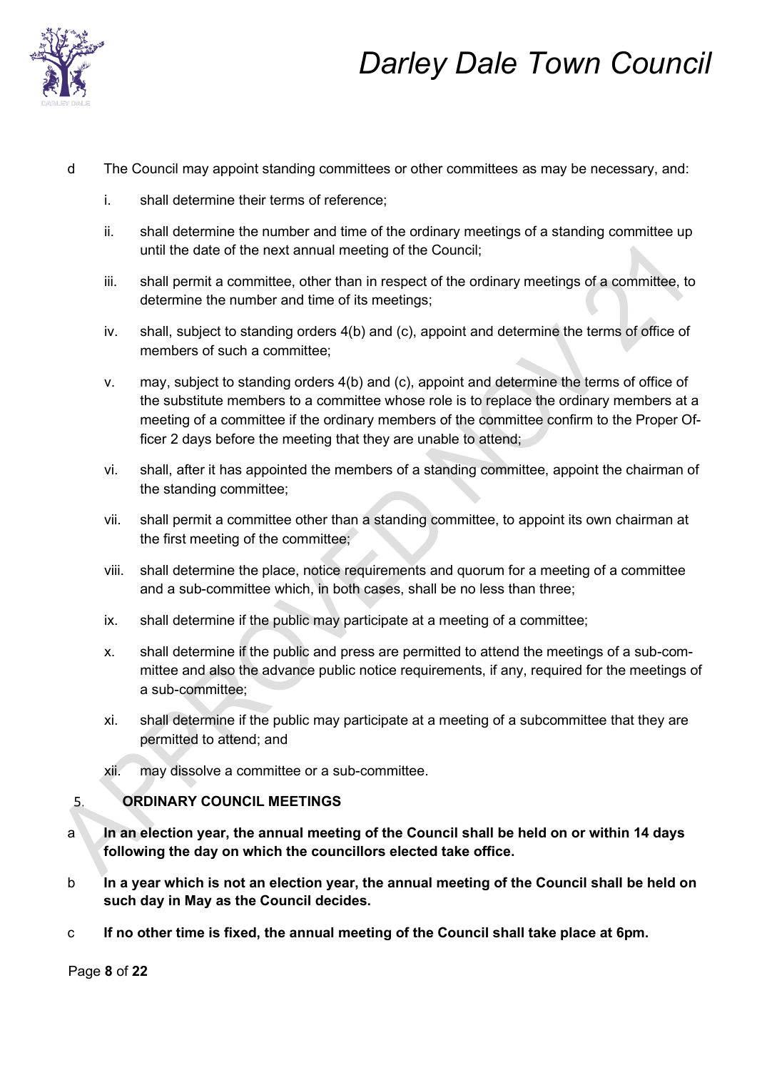d The Council may appoint standing committees or other committees as may be necessary, and:

i. shall determine their terms of reference;

ii. shall determine the number and time of the ordinary meetings of a standing committee up until the date of the next annual meeting of the Council;

iii. shall permit a committee, other than in respect of the ordinary meetings of a committee, to determine the number and time of its meetings;

iv. shall, subject to standing orders 4(b) and (c), appoint and determine the terms of office of members of such a committee;

v. may, subject to standing orders 4(b) and (c), appoint and determine the terms of office of the substitute members to a committee whose role is to replace the ordinary members at a meeting of a committee if the ordinary members of the committee confirm to the Proper Officer 2 days before the meeting that they are unable to attend;

vi. shall, after it has appointed the members of a standing committee, appoint the chairman of the standing committee;

vii. shall permit a committee other than a standing committee, to appoint its own chairman at the first meeting of the committee;

viii. shall determine the place, notice requirements and quorum for a meeting of a committee and a sub-committee which, in both cases, shall be no less than three;

ix. shall determine if the public may participate at a meeting of a committee;

x. shall determine if the public and press are permitted to attend the meetings of a sub-committee and also the advance public notice requirements, if any, required for the meetings of a sub-committee;

xi. shall determine if the public may participate at a meeting of a subcommittee that they are permitted to attend; and

xii. may dissolve a committee or a sub-committee.

## 5. ORDINARY COUNCIL MEETINGS

a **In an election year, the annual meeting of the Council shall be held on or within 14 days following the day on which the councillors elected take office.**

b **In a year which is not an election year, the annual meeting of the Council shall be held on such day in May as the Council decides.**

c **If no other time is fixed, the annual meeting of the Council shall take place at 6pm.**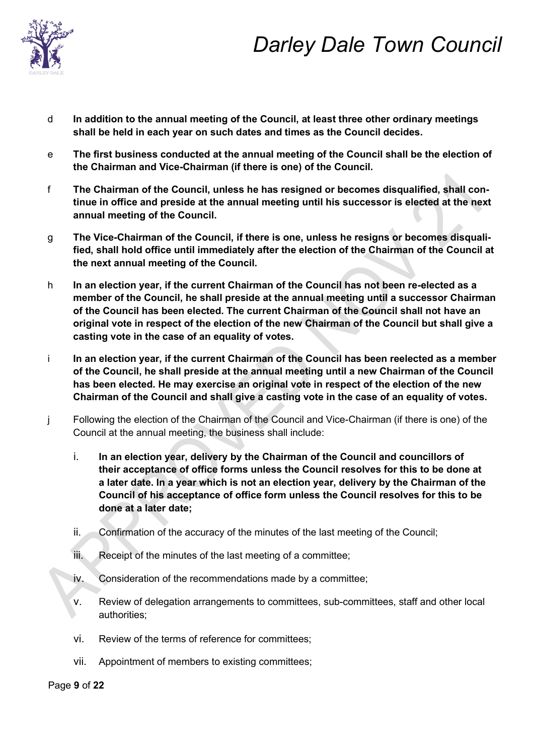d **In addition to the annual meeting of the Council, at least three other ordinary meetings shall be held in each year on such dates and times as the Council decides.**

e **The first business conducted at the annual meeting of the Council shall be the election of the Chairman and Vice-Chairman (if there is one) of the Council.**

f **The Chairman of the Council, unless he has resigned or becomes disqualified, shall continue in office and preside at the annual meeting until his successor is elected at the next annual meeting of the Council.**

g **The Vice-Chairman of the Council, if there is one, unless he resigns or becomes disqualified, shall hold office until immediately after the election of the Chairman of the Council at the next annual meeting of the Council.**

h **In an election year, if the current Chairman of the Council has not been re-elected as a member of the Council, he shall preside at the annual meeting until a successor Chairman of the Council has been elected. The current Chairman of the Council shall not have an original vote in respect of the election of the new Chairman of the Council but shall give a casting vote in the case of an equality of votes.**

i **In an election year, if the current Chairman of the Council has been reelected as a member of the Council, he shall preside at the annual meeting until a new Chairman of the Council has been elected. He may exercise an original vote in respect of the election of the new Chairman of the Council and shall give a casting vote in the case of an equality of votes.**

j Following the election of the Chairman of the Council and Vice-Chairman (if there is one) of the Council at the annual meeting, the business shall include:

  i. **In an election year, delivery by the Chairman of the Council and councillors of their acceptance of office forms unless the Council resolves for this to be done at a later date. In a year which is not an election year, delivery by the Chairman of the Council of his acceptance of office form unless the Council resolves for this to be done at a later date;**

  ii. Confirmation of the accuracy of the minutes of the last meeting of the Council;

  iii. Receipt of the minutes of the last meeting of a committee;

  iv. Consideration of the recommendations made by a committee;

  v. Review of delegation arrangements to committees, sub-committees, staff and other local authorities;

  vi. Review of the terms of reference for committees;

  vii. Appointment of members to existing committees;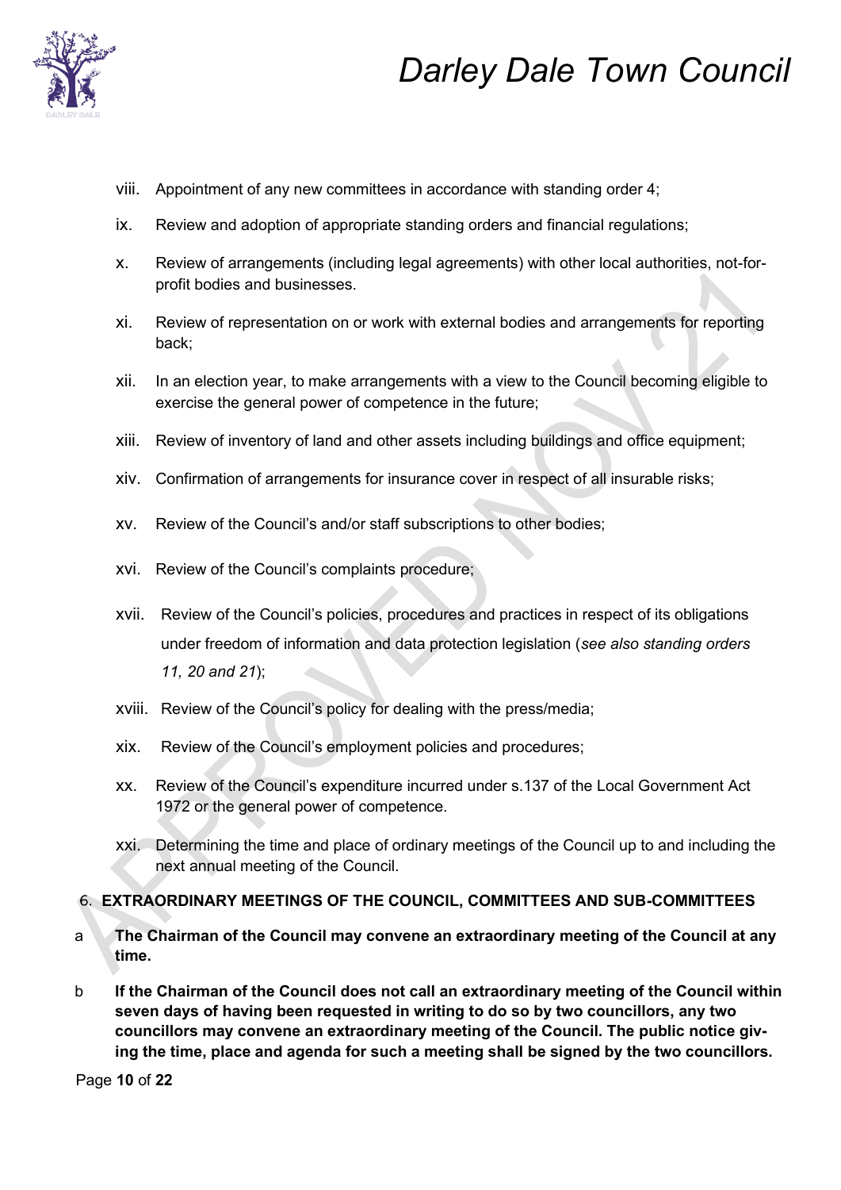viii. Appointment of any new committees in accordance with standing order 4;

ix. Review and adoption of appropriate standing orders and financial regulations;

x. Review of arrangements (including legal agreements) with other local authorities, not-for-profit bodies and businesses.

xi. Review of representation on or work with external bodies and arrangements for reporting back;

xii. In an election year, to make arrangements with a view to the Council becoming eligible to exercise the general power of competence in the future;

xiii. Review of inventory of land and other assets including buildings and office equipment;

xiv. Confirmation of arrangements for insurance cover in respect of all insurable risks;

xv. Review of the Council's and/or staff subscriptions to other bodies;

xvi. Review of the Council's complaints procedure;

xvii. Review of the Council's policies, procedures and practices in respect of its obligations under freedom of information and data protection legislation (*see also standing orders 11, 20 and 21*);

xviii. Review of the Council's policy for dealing with the press/media;

xix. Review of the Council's employment policies and procedures;

xx. Review of the Council's expenditure incurred under s.137 of the Local Government Act 1972 or the general power of competence.

xxi. Determining the time and place of ordinary meetings of the Council up to and including the next annual meeting of the Council.

## 6. EXTRAORDINARY MEETINGS OF THE COUNCIL, COMMITTEES AND SUB-COMMITTEES

a **The Chairman of the Council may convene an extraordinary meeting of the Council at any time.**

b **If the Chairman of the Council does not call an extraordinary meeting of the Council within seven days of having been requested in writing to do so by two councillors, any two councillors may convene an extraordinary meeting of the Council. The public notice giving the time, place and agenda for such a meeting shall be signed by the two councillors.**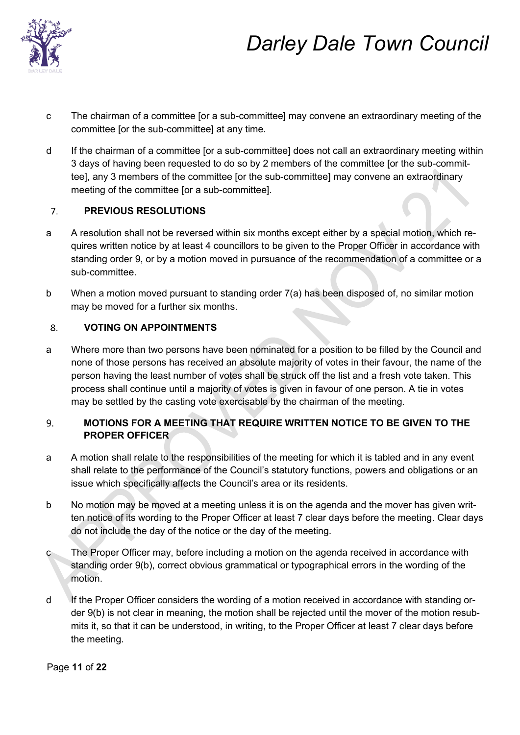c The chairman of a committee [or a sub-committee] may convene an extraordinary meeting of the committee [or the sub-committee] at any time.

d If the chairman of a committee [or a sub-committee] does not call an extraordinary meeting within 3 days of having been requested to do so by 2 members of the committee [or the sub-committee], any 3 members of the committee [or the sub-committee] may convene an extraordinary meeting of the committee [or a sub-committee].

## 7. PREVIOUS RESOLUTIONS

a A resolution shall not be reversed within six months except either by a special motion, which requires written notice by at least 4 councillors to be given to the Proper Officer in accordance with standing order 9, or by a motion moved in pursuance of the recommendation of a committee or a sub-committee.

b When a motion moved pursuant to standing order 7(a) has been disposed of, no similar motion may be moved for a further six months.

## 8. VOTING ON APPOINTMENTS

a Where more than two persons have been nominated for a position to be filled by the Council and none of those persons has received an absolute majority of votes in their favour, the name of the person having the least number of votes shall be struck off the list and a fresh vote taken. This process shall continue until a majority of votes is given in favour of one person. A tie in votes may be settled by the casting vote exercisable by the chairman of the meeting.

## 9. MOTIONS FOR A MEETING THAT REQUIRE WRITTEN NOTICE TO BE GIVEN TO THE PROPER OFFICER

a A motion shall relate to the responsibilities of the meeting for which it is tabled and in any event shall relate to the performance of the Council's statutory functions, powers and obligations or an issue which specifically affects the Council's area or its residents.

b No motion may be moved at a meeting unless it is on the agenda and the mover has given written notice of its wording to the Proper Officer at least 7 clear days before the meeting. Clear days do not include the day of the notice or the day of the meeting.

c The Proper Officer may, before including a motion on the agenda received in accordance with standing order 9(b), correct obvious grammatical or typographical errors in the wording of the motion.

d If the Proper Officer considers the wording of a motion received in accordance with standing order 9(b) is not clear in meaning, the motion shall be rejected until the mover of the motion resubmits it, so that it can be understood, in writing, to the Proper Officer at least 7 clear days before the meeting.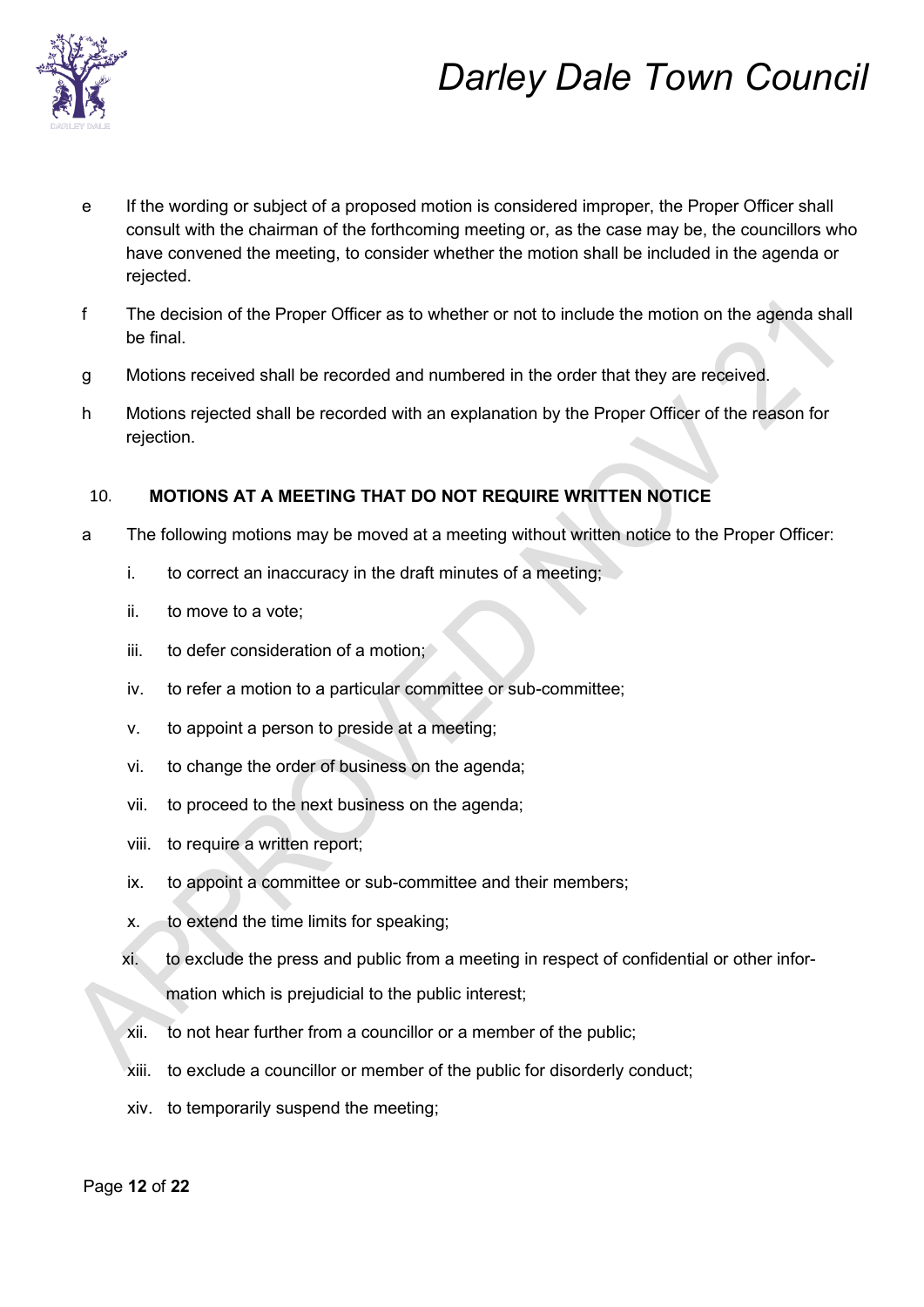e If the wording or subject of a proposed motion is considered improper, the Proper Officer shall consult with the chairman of the forthcoming meeting or, as the case may be, the councillors who have convened the meeting, to consider whether the motion shall be included in the agenda or rejected.

f The decision of the Proper Officer as to whether or not to include the motion on the agenda shall be final.

g Motions received shall be recorded and numbered in the order that they are received.

h Motions rejected shall be recorded with an explanation by the Proper Officer of the reason for rejection.

## 10. MOTIONS AT A MEETING THAT DO NOT REQUIRE WRITTEN NOTICE

a The following motions may be moved at a meeting without written notice to the Proper Officer:

i. to correct an inaccuracy in the draft minutes of a meeting;

ii. to move to a vote;

iii. to defer consideration of a motion;

iv. to refer a motion to a particular committee or sub-committee;

v. to appoint a person to preside at a meeting;

vi. to change the order of business on the agenda;

vii. to proceed to the next business on the agenda;

viii. to require a written report;

ix. to appoint a committee or sub-committee and their members;

x. to extend the time limits for speaking;

xi. to exclude the press and public from a meeting in respect of confidential or other information which is prejudicial to the public interest;

xii. to not hear further from a councillor or a member of the public;

xiii. to exclude a councillor or member of the public for disorderly conduct;

xiv. to temporarily suspend the meeting;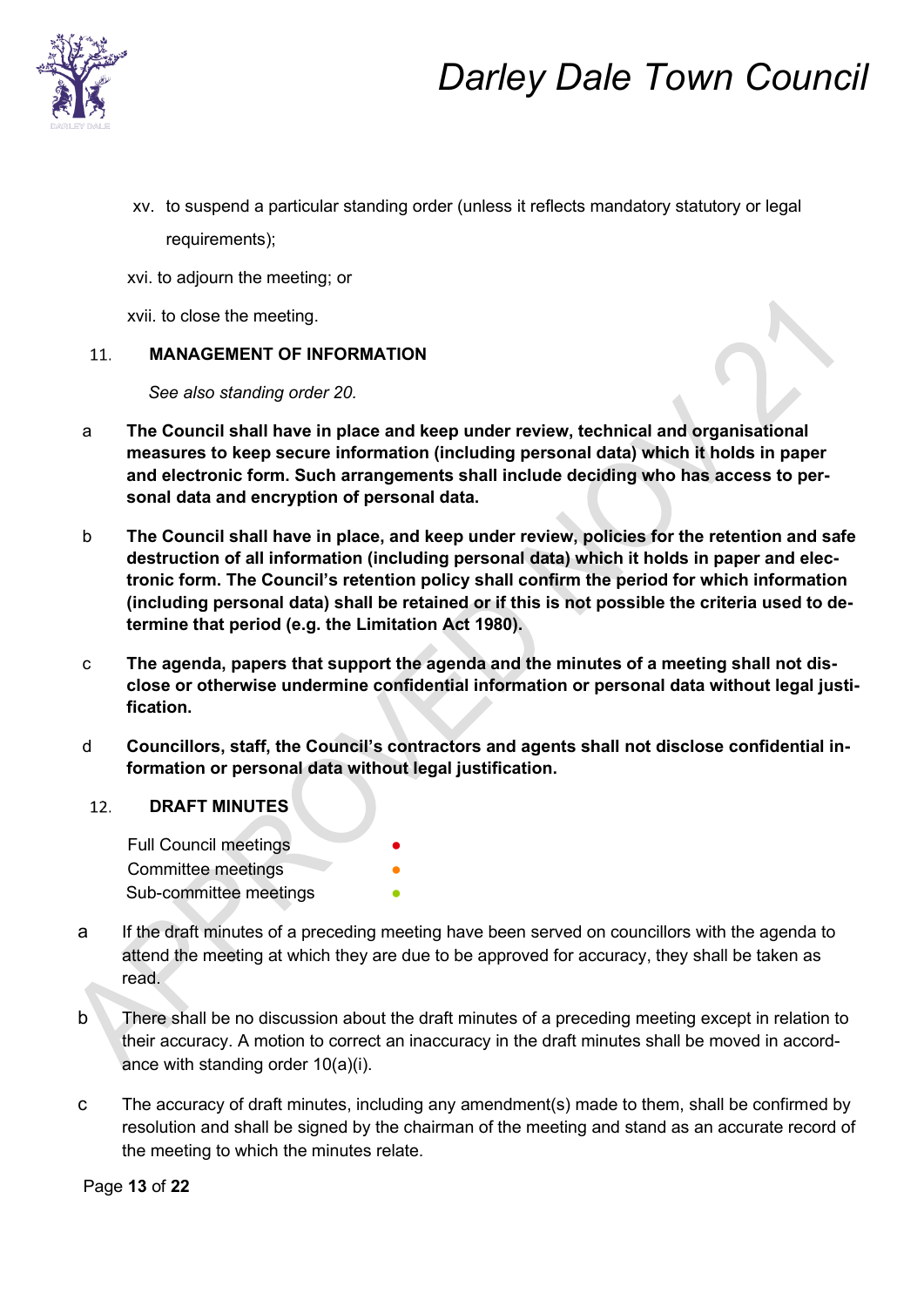xv. to suspend a particular standing order (unless it reflects mandatory statutory or legal requirements);

xvi. to adjourn the meeting; or

xvii. to close the meeting.

## 11. MANAGEMENT OF INFORMATION

*See also standing order 20.*

a **The Council shall have in place and keep under review, technical and organisational measures to keep secure information (including personal data) which it holds in paper and electronic form. Such arrangements shall include deciding who has access to personal data and encryption of personal data.**

b **The Council shall have in place, and keep under review, policies for the retention and safe destruction of all information (including personal data) which it holds in paper and electronic form. The Council's retention policy shall confirm the period for which information (including personal data) shall be retained or if this is not possible the criteria used to determine that period (e.g. the Limitation Act 1980).**

c **The agenda, papers that support the agenda and the minutes of a meeting shall not disclose or otherwise undermine confidential information or personal data without legal justification.**

d **Councillors, staff, the Council's contractors and agents shall not disclose confidential information or personal data without legal justification.**

## 12. DRAFT MINUTES

Full Council meetings •
Committee meetings •
Sub-committee meetings •

a If the draft minutes of a preceding meeting have been served on councillors with the agenda to attend the meeting at which they are due to be approved for accuracy, they shall be taken as read.

b There shall be no discussion about the draft minutes of a preceding meeting except in relation to their accuracy. A motion to correct an inaccuracy in the draft minutes shall be moved in accordance with standing order 10(a)(i).

c The accuracy of draft minutes, including any amendment(s) made to them, shall be confirmed by resolution and shall be signed by the chairman of the meeting and stand as an accurate record of the meeting to which the minutes relate.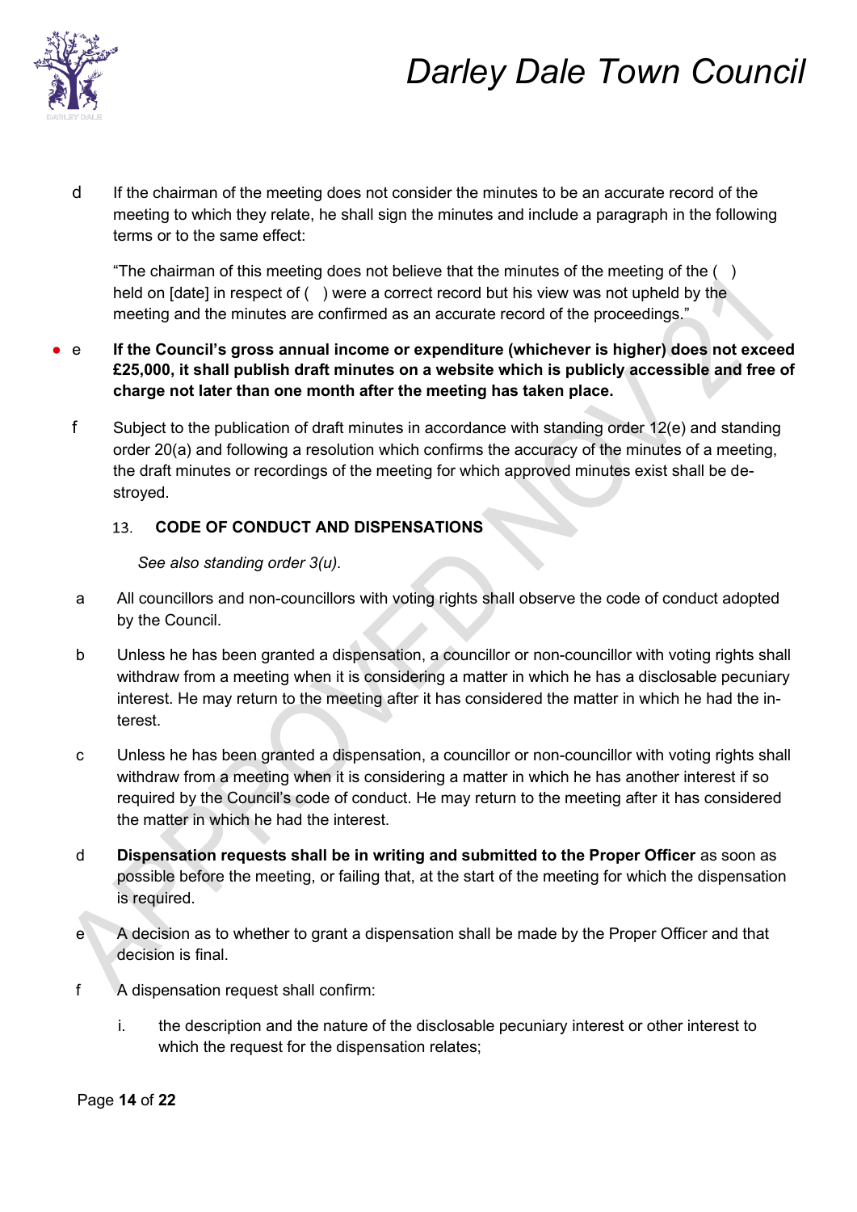d If the chairman of the meeting does not consider the minutes to be an accurate record of the meeting to which they relate, he shall sign the minutes and include a paragraph in the following terms or to the same effect:

"The chairman of this meeting does not believe that the minutes of the meeting of the ( ) held on [date] in respect of ( ) were a correct record but his view was not upheld by the meeting and the minutes are confirmed as an accurate record of the proceedings."

- e **If the Council's gross annual income or expenditure (whichever is higher) does not exceed £25,000, it shall publish draft minutes on a website which is publicly accessible and free of charge not later than one month after the meeting has taken place.**

f Subject to the publication of draft minutes in accordance with standing order 12(e) and standing order 20(a) and following a resolution which confirms the accuracy of the minutes of a meeting, the draft minutes or recordings of the meeting for which approved minutes exist shall be destroyed.

## 13. CODE OF CONDUCT AND DISPENSATIONS

*See also standing order 3(u).*

a All councillors and non-councillors with voting rights shall observe the code of conduct adopted by the Council.

b Unless he has been granted a dispensation, a councillor or non-councillor with voting rights shall withdraw from a meeting when it is considering a matter in which he has a disclosable pecuniary interest. He may return to the meeting after it has considered the matter in which he had the interest.

c Unless he has been granted a dispensation, a councillor or non-councillor with voting rights shall withdraw from a meeting when it is considering a matter in which he has another interest if so required by the Council's code of conduct. He may return to the meeting after it has considered the matter in which he had the interest.

d **Dispensation requests shall be in writing and submitted to the Proper Officer** as soon as possible before the meeting, or failing that, at the start of the meeting for which the dispensation is required.

e A decision as to whether to grant a dispensation shall be made by the Proper Officer and that decision is final.

f A dispensation request shall confirm:

i. the description and the nature of the disclosable pecuniary interest or other interest to which the request for the dispensation relates;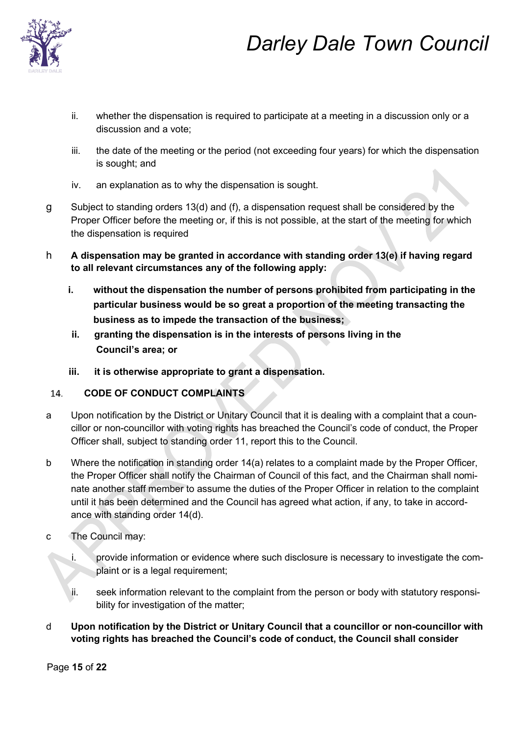ii. whether the dispensation is required to participate at a meeting in a discussion only or a discussion and a vote;

iii. the date of the meeting or the period (not exceeding four years) for which the dispensation is sought; and

iv. an explanation as to why the dispensation is sought.

g Subject to standing orders 13(d) and (f), a dispensation request shall be considered by the Proper Officer before the meeting or, if this is not possible, at the start of the meeting for which the dispensation is required

h **A dispensation may be granted in accordance with standing order 13(e) if having regard to all relevant circumstances any of the following apply:**

**i. without the dispensation the number of persons prohibited from participating in the particular business would be so great a proportion of the meeting transacting the business as to impede the transaction of the business;**

**ii. granting the dispensation is in the interests of persons living in the Council's area; or**

**iii. it is otherwise appropriate to grant a dispensation.**

## 14. CODE OF CONDUCT COMPLAINTS

a Upon notification by the District or Unitary Council that it is dealing with a complaint that a councillor or non-councillor with voting rights has breached the Council's code of conduct, the Proper Officer shall, subject to standing order 11, report this to the Council.

b Where the notification in standing order 14(a) relates to a complaint made by the Proper Officer, the Proper Officer shall notify the Chairman of Council of this fact, and the Chairman shall nominate another staff member to assume the duties of the Proper Officer in relation to the complaint until it has been determined and the Council has agreed what action, if any, to take in accordance with standing order 14(d).

c The Council may:

i. provide information or evidence where such disclosure is necessary to investigate the complaint or is a legal requirement;

ii. seek information relevant to the complaint from the person or body with statutory responsibility for investigation of the matter;

d **Upon notification by the District or Unitary Council that a councillor or non-councillor with voting rights has breached the Council's code of conduct, the Council shall consider**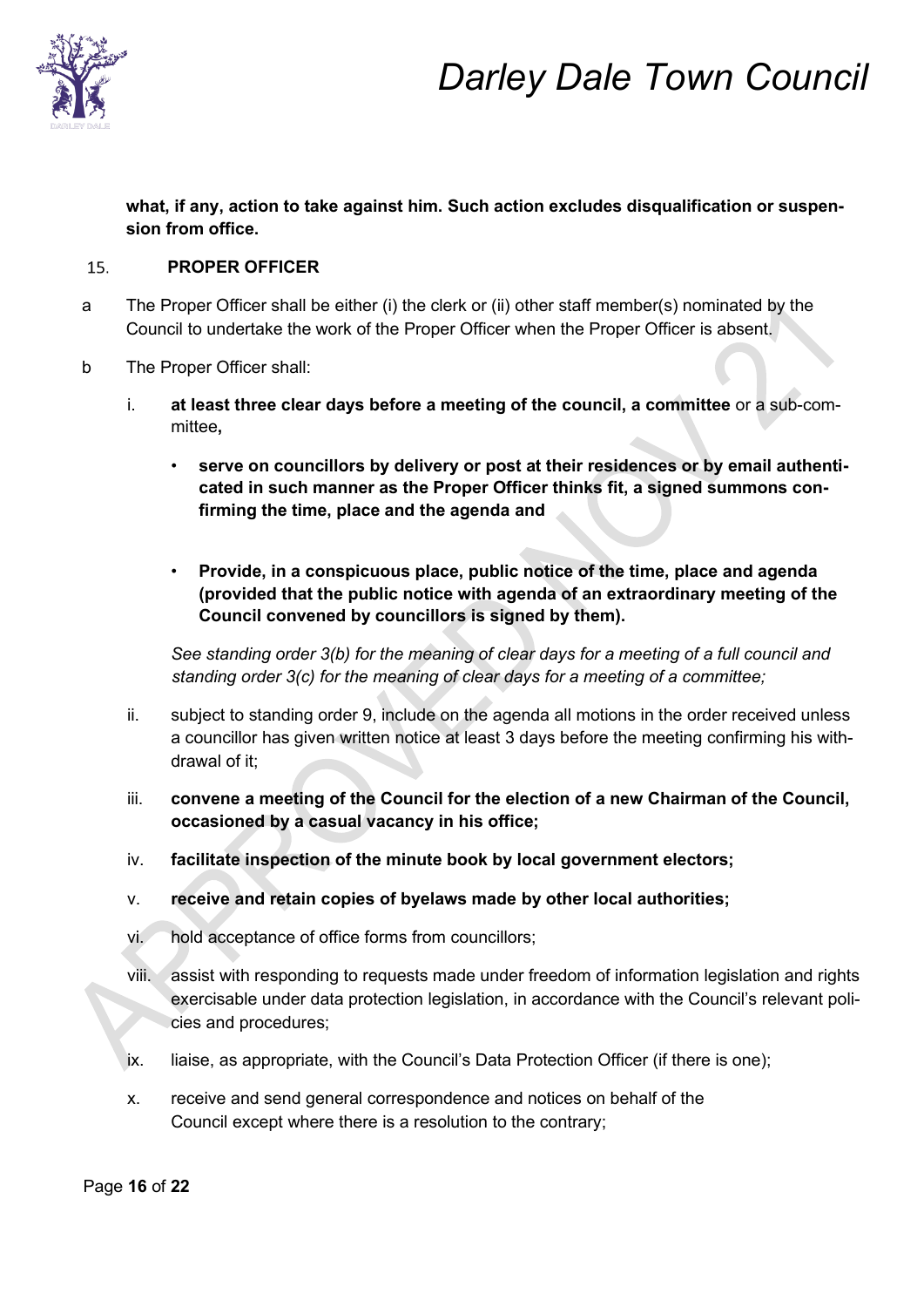**what, if any, action to take against him. Such action excludes disqualification or suspension from office.**

## 15. PROPER OFFICER

a The Proper Officer shall be either (i) the clerk or (ii) other staff member(s) nominated by the Council to undertake the work of the Proper Officer when the Proper Officer is absent.

b The Proper Officer shall:

i. **at least three clear days before a meeting of the council, a committee** or a sub-committee**,**

- **serve on councillors by delivery or post at their residences or by email authenticated in such manner as the Proper Officer thinks fit, a signed summons confirming the time, place and the agenda and**

- **Provide, in a conspicuous place, public notice of the time, place and agenda (provided that the public notice with agenda of an extraordinary meeting of the Council convened by councillors is signed by them).**

*See standing order 3(b) for the meaning of clear days for a meeting of a full council and standing order 3(c) for the meaning of clear days for a meeting of a committee;*

ii. subject to standing order 9, include on the agenda all motions in the order received unless a councillor has given written notice at least 3 days before the meeting confirming his withdrawal of it;

iii. **convene a meeting of the Council for the election of a new Chairman of the Council, occasioned by a casual vacancy in his office;**

iv. **facilitate inspection of the minute book by local government electors;**

v. **receive and retain copies of byelaws made by other local authorities;**

vi. hold acceptance of office forms from councillors;

viii. assist with responding to requests made under freedom of information legislation and rights exercisable under data protection legislation, in accordance with the Council's relevant policies and procedures;

ix. liaise, as appropriate, with the Council's Data Protection Officer (if there is one);

x. receive and send general correspondence and notices on behalf of the Council except where there is a resolution to the contrary;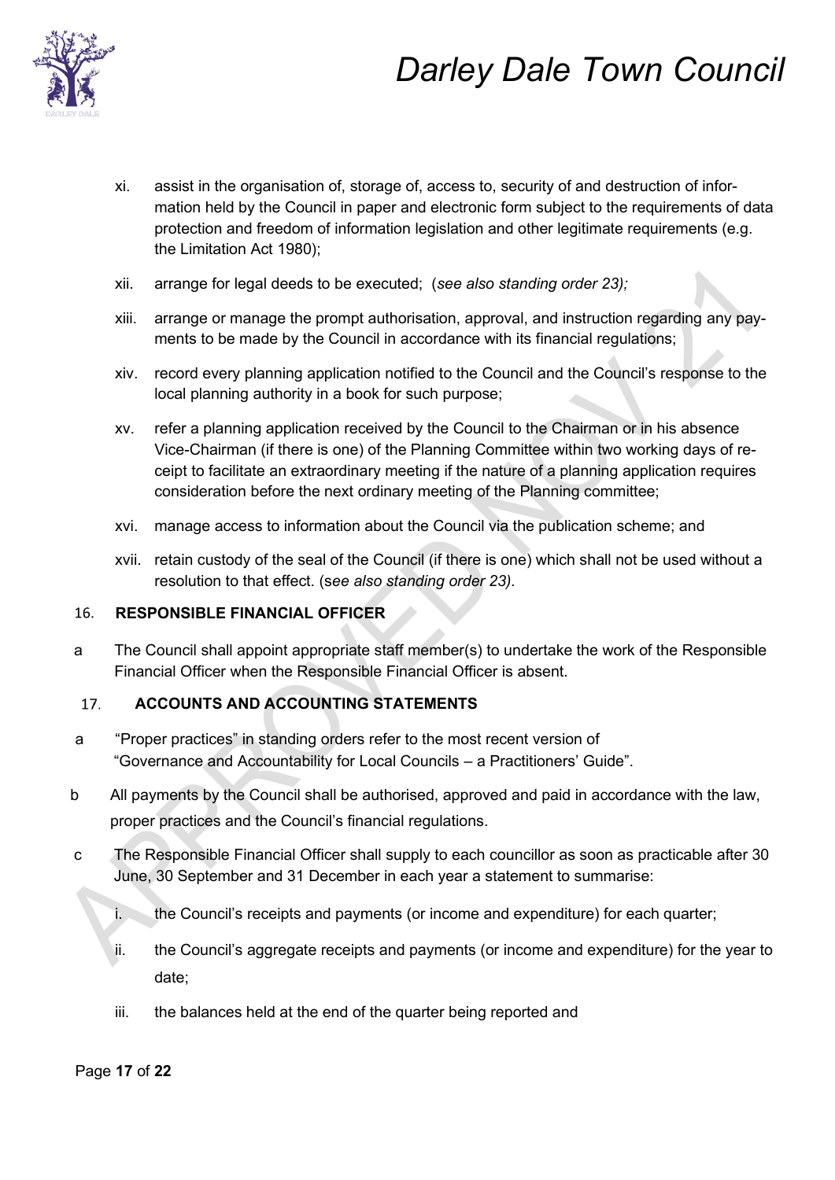xi. assist in the organisation of, storage of, access to, security of and destruction of information held by the Council in paper and electronic form subject to the requirements of data protection and freedom of information legislation and other legitimate requirements (e.g. the Limitation Act 1980);

xii. arrange for legal deeds to be executed; (*see also standing order 23);*

xiii. arrange or manage the prompt authorisation, approval, and instruction regarding any payments to be made by the Council in accordance with its financial regulations;

xiv. record every planning application notified to the Council and the Council's response to the local planning authority in a book for such purpose;

xv. refer a planning application received by the Council to the Chairman or in his absence Vice-Chairman (if there is one) of the Planning Committee within two working days of receipt to facilitate an extraordinary meeting if the nature of a planning application requires consideration before the next ordinary meeting of the Planning committee;

xvi. manage access to information about the Council via the publication scheme; and

xvii. retain custody of the seal of the Council (if there is one) which shall not be used without a resolution to that effect. (s*ee also standing order 23).*

### 16. RESPONSIBLE FINANCIAL OFFICER

a The Council shall appoint appropriate staff member(s) to undertake the work of the Responsible Financial Officer when the Responsible Financial Officer is absent.

### 17. ACCOUNTS AND ACCOUNTING STATEMENTS

a "Proper practices" in standing orders refer to the most recent version of "Governance and Accountability for Local Councils – a Practitioners' Guide".

b All payments by the Council shall be authorised, approved and paid in accordance with the law, proper practices and the Council's financial regulations.

c The Responsible Financial Officer shall supply to each councillor as soon as practicable after 30 June, 30 September and 31 December in each year a statement to summarise:

i. the Council's receipts and payments (or income and expenditure) for each quarter;

ii. the Council's aggregate receipts and payments (or income and expenditure) for the year to date;

iii. the balances held at the end of the quarter being reported and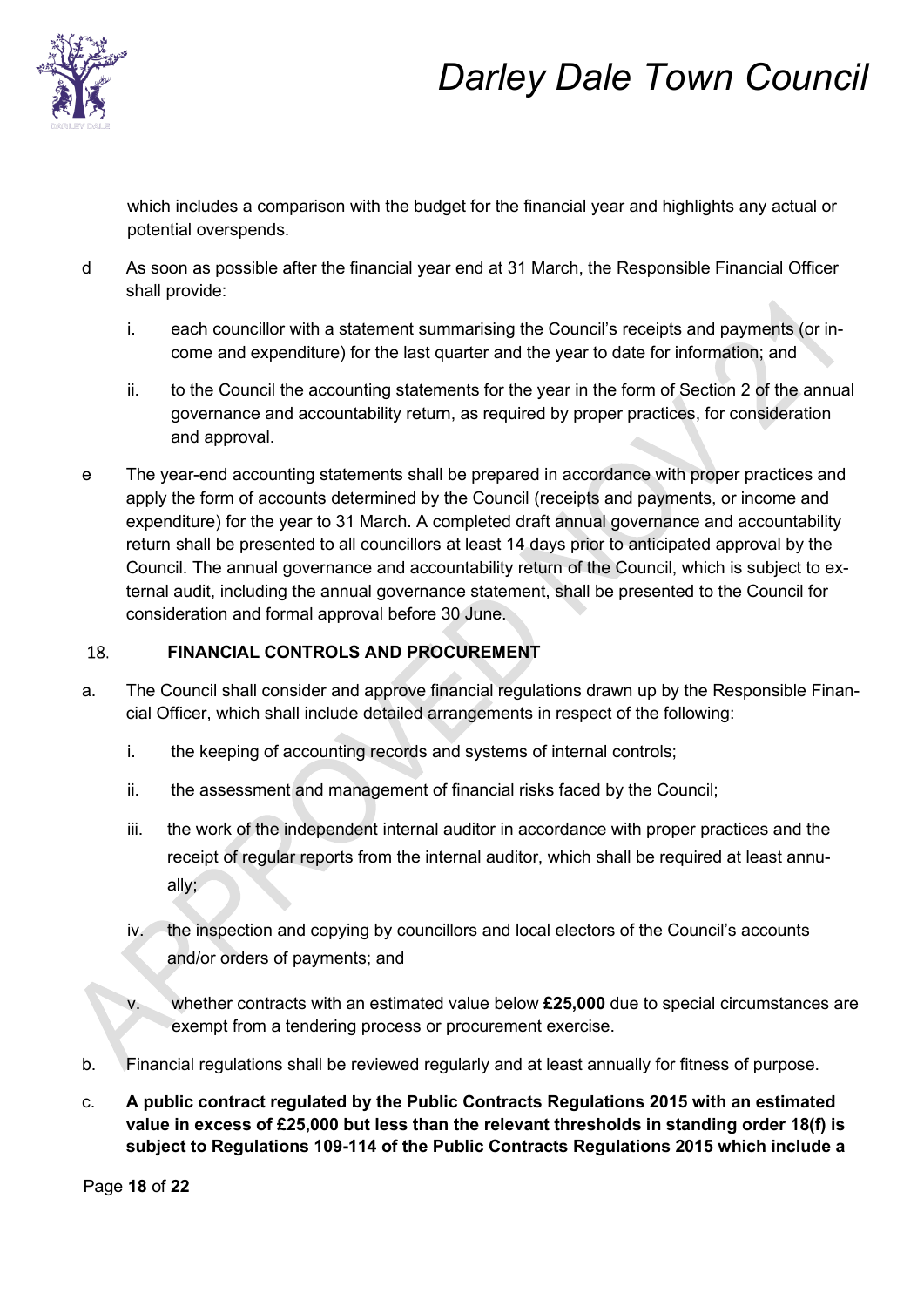which includes a comparison with the budget for the financial year and highlights any actual or potential overspends.

d As soon as possible after the financial year end at 31 March, the Responsible Financial Officer shall provide:

   i. each councillor with a statement summarising the Council's receipts and payments (or income and expenditure) for the last quarter and the year to date for information; and

   ii. to the Council the accounting statements for the year in the form of Section 2 of the annual governance and accountability return, as required by proper practices, for consideration and approval.

e The year-end accounting statements shall be prepared in accordance with proper practices and apply the form of accounts determined by the Council (receipts and payments, or income and expenditure) for the year to 31 March. A completed draft annual governance and accountability return shall be presented to all councillors at least 14 days prior to anticipated approval by the Council. The annual governance and accountability return of the Council, which is subject to external audit, including the annual governance statement, shall be presented to the Council for consideration and formal approval before 30 June.

## 18. FINANCIAL CONTROLS AND PROCUREMENT

a. The Council shall consider and approve financial regulations drawn up by the Responsible Financial Officer, which shall include detailed arrangements in respect of the following:

   i. the keeping of accounting records and systems of internal controls;

   ii. the assessment and management of financial risks faced by the Council;

   iii. the work of the independent internal auditor in accordance with proper practices and the receipt of regular reports from the internal auditor, which shall be required at least annually;

   iv. the inspection and copying by councillors and local electors of the Council's accounts and/or orders of payments; and

   v. whether contracts with an estimated value below **£25,000** due to special circumstances are exempt from a tendering process or procurement exercise.

b. Financial regulations shall be reviewed regularly and at least annually for fitness of purpose.

c. **A public contract regulated by the Public Contracts Regulations 2015 with an estimated value in excess of £25,000 but less than the relevant thresholds in standing order 18(f) is subject to Regulations 109-114 of the Public Contracts Regulations 2015 which include a**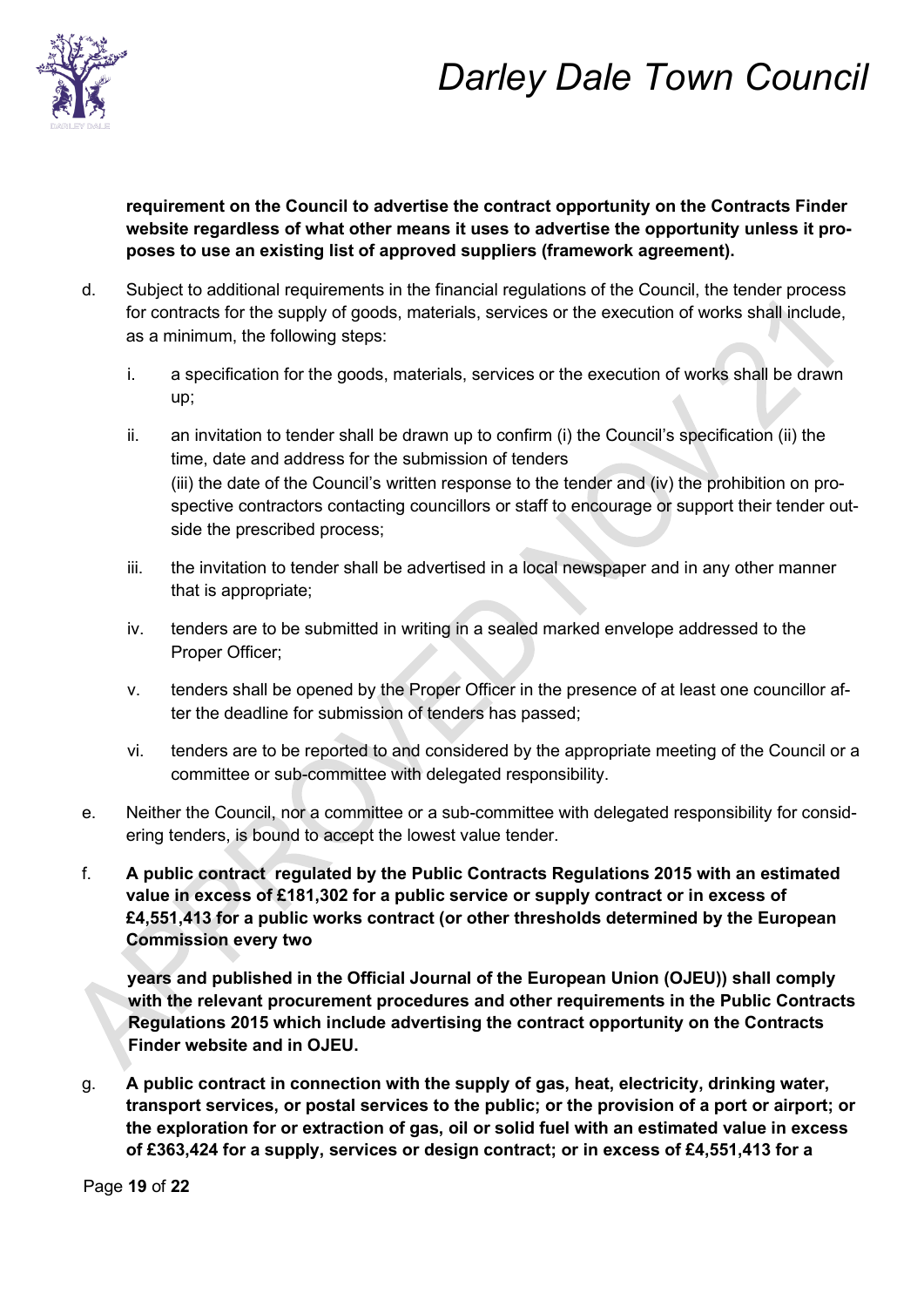**requirement on the Council to advertise the contract opportunity on the Contracts Finder website regardless of what other means it uses to advertise the opportunity unless it proposes to use an existing list of approved suppliers (framework agreement).**

d. Subject to additional requirements in the financial regulations of the Council, the tender process for contracts for the supply of goods, materials, services or the execution of works shall include, as a minimum, the following steps:

   i. a specification for the goods, materials, services or the execution of works shall be drawn up;

   ii. an invitation to tender shall be drawn up to confirm (i) the Council's specification (ii) the time, date and address for the submission of tenders (iii) the date of the Council's written response to the tender and (iv) the prohibition on prospective contractors contacting councillors or staff to encourage or support their tender outside the prescribed process;

   iii. the invitation to tender shall be advertised in a local newspaper and in any other manner that is appropriate;

   iv. tenders are to be submitted in writing in a sealed marked envelope addressed to the Proper Officer;

   v. tenders shall be opened by the Proper Officer in the presence of at least one councillor after the deadline for submission of tenders has passed;

   vi. tenders are to be reported to and considered by the appropriate meeting of the Council or a committee or sub-committee with delegated responsibility.

e. Neither the Council, nor a committee or a sub-committee with delegated responsibility for considering tenders, is bound to accept the lowest value tender.

f. **A public contract regulated by the Public Contracts Regulations 2015 with an estimated value in excess of £181,302 for a public service or supply contract or in excess of £4,551,413 for a public works contract (or other thresholds determined by the European Commission every two years and published in the Official Journal of the European Union (OJEU)) shall comply with the relevant procurement procedures and other requirements in the Public Contracts Regulations 2015 which include advertising the contract opportunity on the Contracts Finder website and in OJEU.**

g. **A public contract in connection with the supply of gas, heat, electricity, drinking water, transport services, or postal services to the public; or the provision of a port or airport; or the exploration for or extraction of gas, oil or solid fuel with an estimated value in excess of £363,424 for a supply, services or design contract; or in excess of £4,551,413 for a**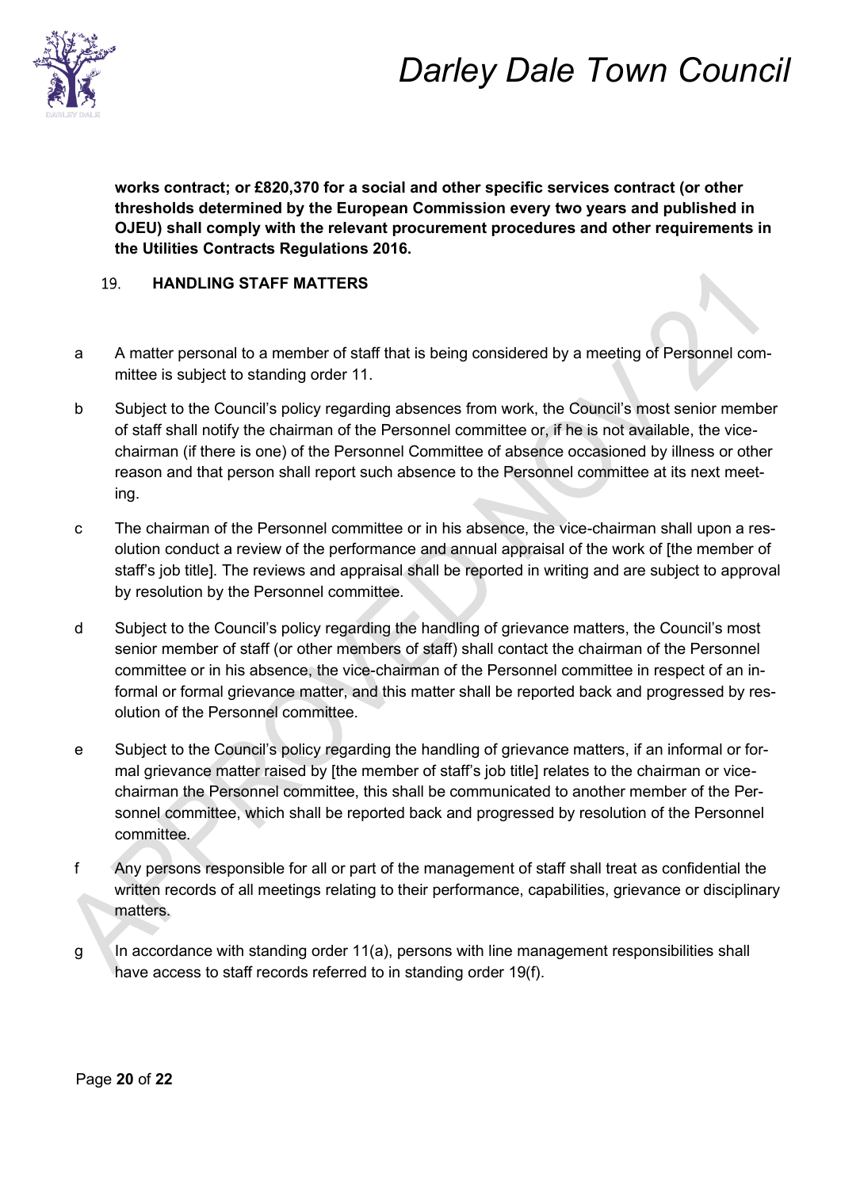**works contract; or £820,370 for a social and other specific services contract (or other thresholds determined by the European Commission every two years and published in OJEU) shall comply with the relevant procurement procedures and other requirements in the Utilities Contracts Regulations 2016.**

## 19. HANDLING STAFF MATTERS

a A matter personal to a member of staff that is being considered by a meeting of Personnel committee is subject to standing order 11.

b Subject to the Council's policy regarding absences from work, the Council's most senior member of staff shall notify the chairman of the Personnel committee or, if he is not available, the vice-chairman (if there is one) of the Personnel Committee of absence occasioned by illness or other reason and that person shall report such absence to the Personnel committee at its next meeting.

c The chairman of the Personnel committee or in his absence, the vice-chairman shall upon a resolution conduct a review of the performance and annual appraisal of the work of [the member of staff's job title]. The reviews and appraisal shall be reported in writing and are subject to approval by resolution by the Personnel committee.

d Subject to the Council's policy regarding the handling of grievance matters, the Council's most senior member of staff (or other members of staff) shall contact the chairman of the Personnel committee or in his absence, the vice-chairman of the Personnel committee in respect of an informal or formal grievance matter, and this matter shall be reported back and progressed by resolution of the Personnel committee.

e Subject to the Council's policy regarding the handling of grievance matters, if an informal or formal grievance matter raised by [the member of staff's job title] relates to the chairman or vice-chairman the Personnel committee, this shall be communicated to another member of the Personnel committee, which shall be reported back and progressed by resolution of the Personnel committee.

f Any persons responsible for all or part of the management of staff shall treat as confidential the written records of all meetings relating to their performance, capabilities, grievance or disciplinary matters.

g In accordance with standing order 11(a), persons with line management responsibilities shall have access to staff records referred to in standing order 19(f).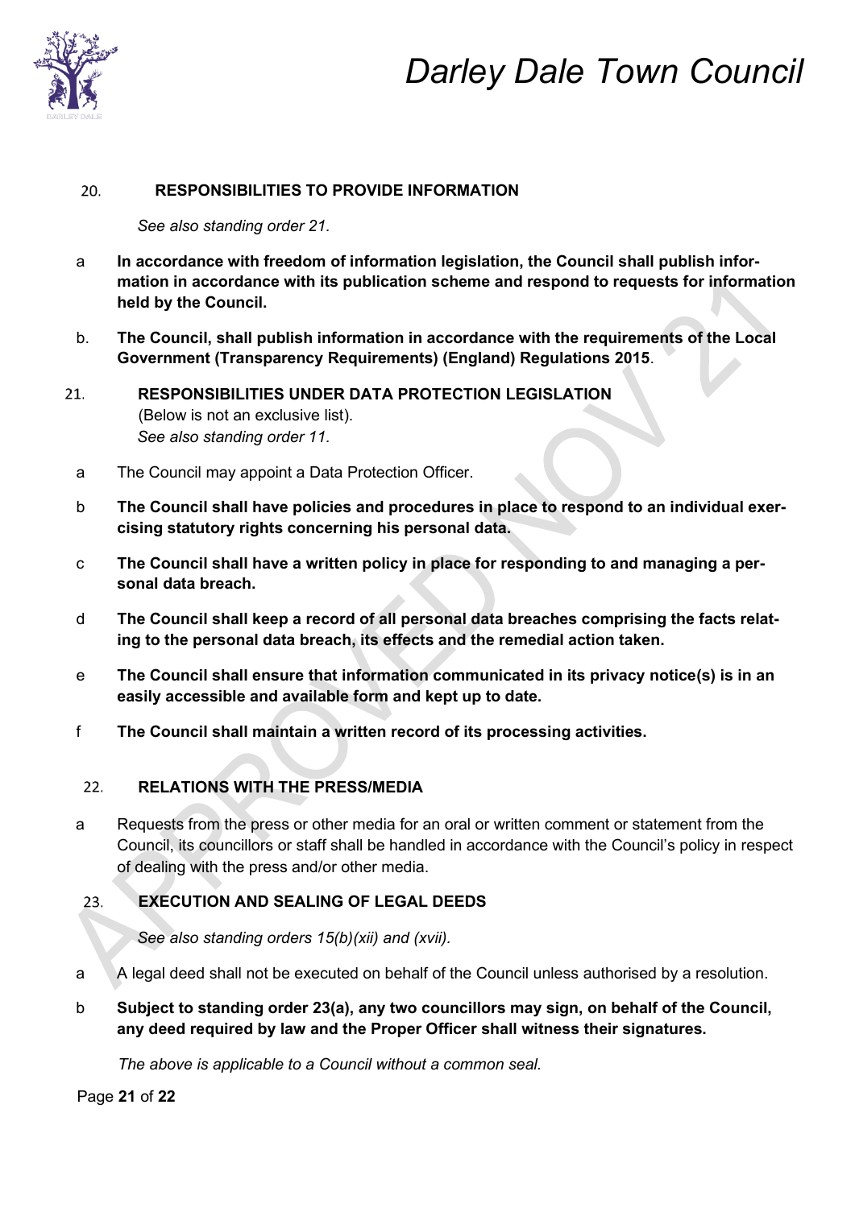## 20. RESPONSIBILITIES TO PROVIDE INFORMATION

*See also standing order 21.*

a **In accordance with freedom of information legislation, the Council shall publish information in accordance with its publication scheme and respond to requests for information held by the Council.**

b. **The Council, shall publish information in accordance with the requirements of the Local Government (Transparency Requirements) (England) Regulations 2015**.

## 21. RESPONSIBILITIES UNDER DATA PROTECTION LEGISLATION

(Below is not an exclusive list).
*See also standing order 11.*

a The Council may appoint a Data Protection Officer.

b **The Council shall have policies and procedures in place to respond to an individual exercising statutory rights concerning his personal data.**

c **The Council shall have a written policy in place for responding to and managing a personal data breach.**

d **The Council shall keep a record of all personal data breaches comprising the facts relating to the personal data breach, its effects and the remedial action taken.**

e **The Council shall ensure that information communicated in its privacy notice(s) is in an easily accessible and available form and kept up to date.**

f **The Council shall maintain a written record of its processing activities.**

## 22. RELATIONS WITH THE PRESS/MEDIA

a Requests from the press or other media for an oral or written comment or statement from the Council, its councillors or staff shall be handled in accordance with the Council's policy in respect of dealing with the press and/or other media.

## 23. EXECUTION AND SEALING OF LEGAL DEEDS

*See also standing orders 15(b)(xii) and (xvii).*

a A legal deed shall not be executed on behalf of the Council unless authorised by a resolution.

b **Subject to standing order 23(a), any two councillors may sign, on behalf of the Council, any deed required by law and the Proper Officer shall witness their signatures.**

*The above is applicable to a Council without a common seal.*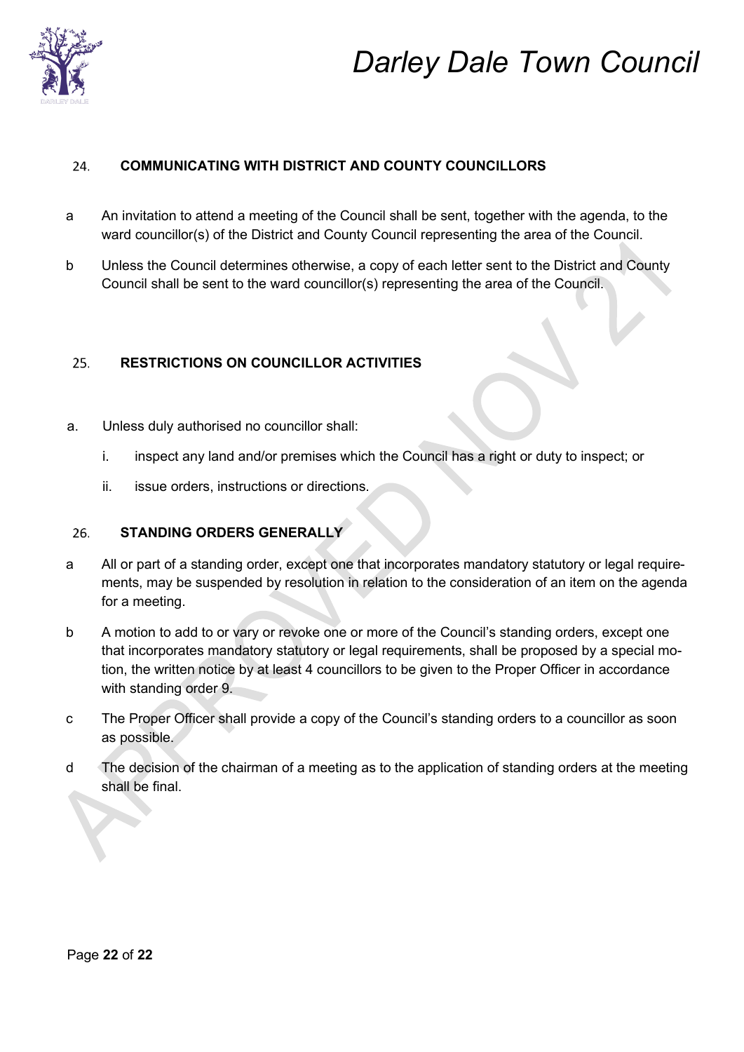## 24. COMMUNICATING WITH DISTRICT AND COUNTY COUNCILLORS

a An invitation to attend a meeting of the Council shall be sent, together with the agenda, to the ward councillor(s) of the District and County Council representing the area of the Council.

b Unless the Council determines otherwise, a copy of each letter sent to the District and County Council shall be sent to the ward councillor(s) representing the area of the Council.

## 25. RESTRICTIONS ON COUNCILLOR ACTIVITIES

a. Unless duly authorised no councillor shall:

   i. inspect any land and/or premises which the Council has a right or duty to inspect; or

   ii. issue orders, instructions or directions.

## 26. STANDING ORDERS GENERALLY

a All or part of a standing order, except one that incorporates mandatory statutory or legal requirements, may be suspended by resolution in relation to the consideration of an item on the agenda for a meeting.

b A motion to add to or vary or revoke one or more of the Council's standing orders, except one that incorporates mandatory statutory or legal requirements, shall be proposed by a special motion, the written notice by at least 4 councillors to be given to the Proper Officer in accordance with standing order 9.

c The Proper Officer shall provide a copy of the Council's standing orders to a councillor as soon as possible.

d The decision of the chairman of a meeting as to the application of standing orders at the meeting shall be final.